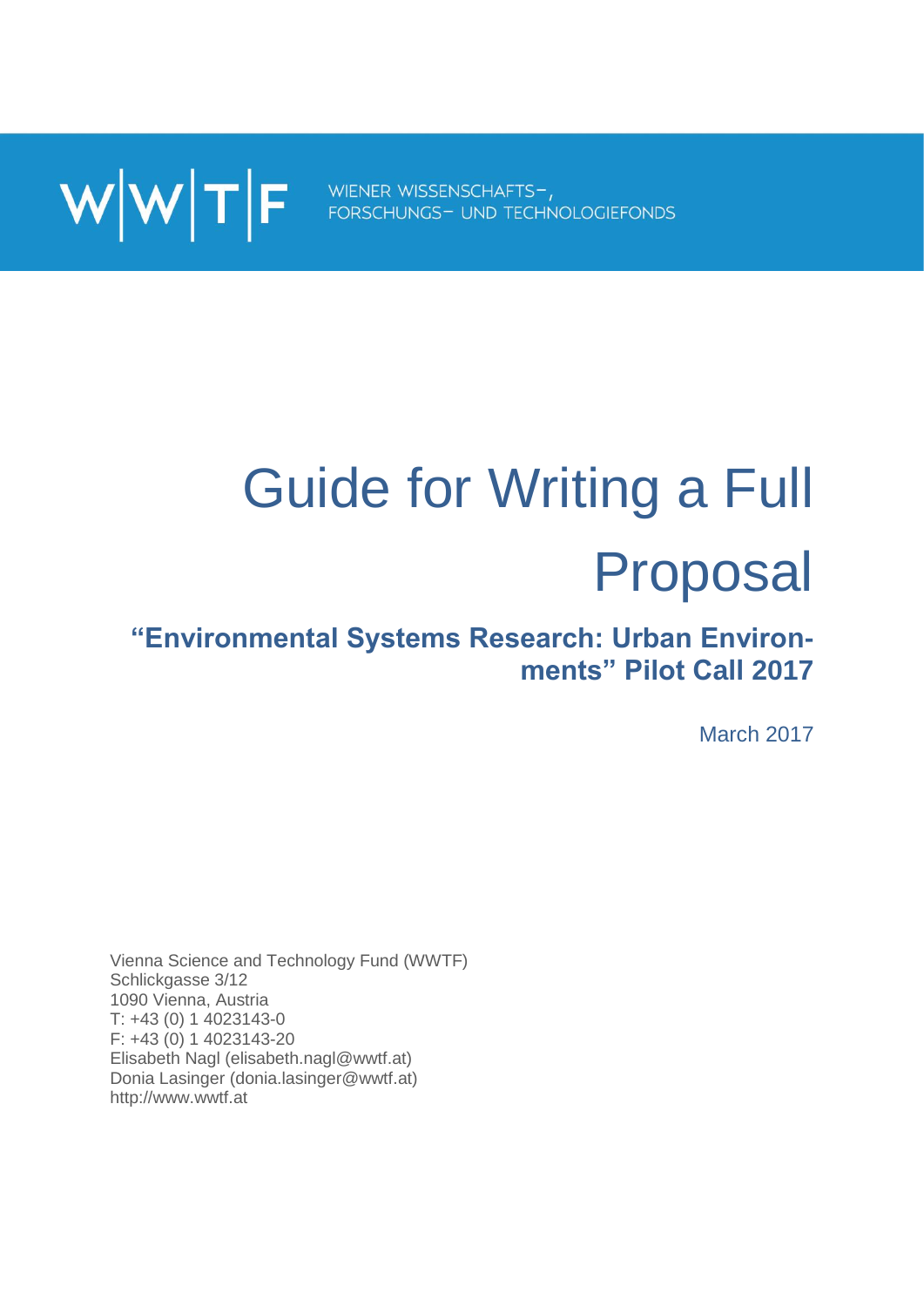W|W|T|F WIENER WISSENSCHAFTS-, FORSCHUNGS- UND TECHNOLOGIEFONDS

# Guide for Writing a Full Proposal

## "Environmental Systems Research: Urban Environments" Pilot Call 2017

March 2017

Vienna Science and Technology Fund (WWTF)
Schlickgasse 3/12
1090 Vienna, Austria
T: +43 (0) 1 4023143-0
F: +43 (0) 1 4023143-20
Elisabeth Nagl (elisabeth.nagl@wwtf.at)
Donia Lasinger (donia.lasinger@wwtf.at)
http://www.wwtf.at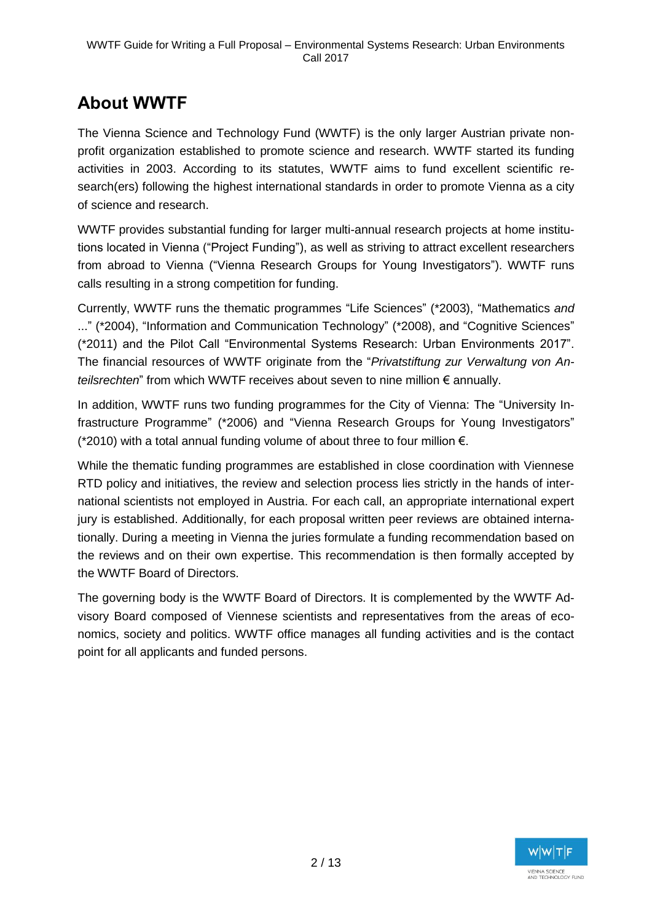# About WWTF

The Vienna Science and Technology Fund (WWTF) is the only larger Austrian private non-profit organization established to promote science and research. WWTF started its funding activities in 2003. According to its statutes, WWTF aims to fund excellent scientific research(ers) following the highest international standards in order to promote Vienna as a city of science and research.

WWTF provides substantial funding for larger multi-annual research projects at home institutions located in Vienna ("Project Funding"), as well as striving to attract excellent researchers from abroad to Vienna ("Vienna Research Groups for Young Investigators"). WWTF runs calls resulting in a strong competition for funding.

Currently, WWTF runs the thematic programmes "Life Sciences" (*2003), "Mathematics *and* ..." (*2004), "Information and Communication Technology" (*2008), and "Cognitive Sciences" (*2011) and the Pilot Call "Environmental Systems Research: Urban Environments 2017". The financial resources of WWTF originate from the "*Privatstiftung zur Verwaltung von Anteilsrechten*" from which WWTF receives about seven to nine million € annually.

In addition, WWTF runs two funding programmes for the City of Vienna: The "University Infrastructure Programme" (*2006) and "Vienna Research Groups for Young Investigators" (*2010) with a total annual funding volume of about three to four million €.

While the thematic funding programmes are established in close coordination with Viennese RTD policy and initiatives, the review and selection process lies strictly in the hands of international scientists not employed in Austria. For each call, an appropriate international expert jury is established. Additionally, for each proposal written peer reviews are obtained internationally. During a meeting in Vienna the juries formulate a funding recommendation based on the reviews and on their own expertise. This recommendation is then formally accepted by the WWTF Board of Directors.

The governing body is the WWTF Board of Directors. It is complemented by the WWTF Advisory Board composed of Viennese scientists and representatives from the areas of economics, society and politics. WWTF office manages all funding activities and is the contact point for all applicants and funded persons.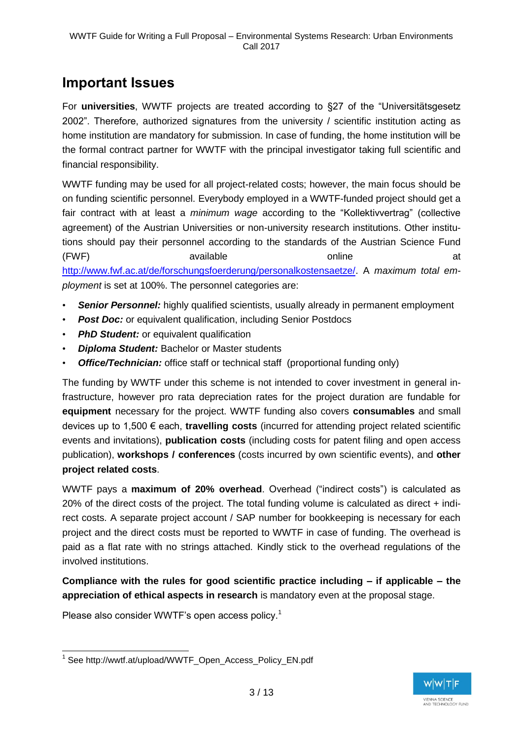# Important Issues

For **universities**, WWTF projects are treated according to §27 of the "Universitätsgesetz 2002". Therefore, authorized signatures from the university / scientific institution acting as home institution are mandatory for submission. In case of funding, the home institution will be the formal contract partner for WWTF with the principal investigator taking full scientific and financial responsibility.

WWTF funding may be used for all project-related costs; however, the main focus should be on funding scientific personnel. Everybody employed in a WWTF-funded project should get a fair contract with at least a *minimum wage* according to the "Kollektivvertrag" (collective agreement) of the Austrian Universities or non-university research institutions. Other institutions should pay their personnel according to the standards of the Austrian Science Fund (FWF) available online at http://www.fwf.ac.at/de/forschungsfoerderung/personalkostensaetze/. A *maximum total employment* is set at 100%. The personnel categories are:

- ***Senior Personnel:*** highly qualified scientists, usually already in permanent employment
- ***Post Doc:*** or equivalent qualification, including Senior Postdocs
- ***PhD Student:*** or equivalent qualification
- ***Diploma Student:*** Bachelor or Master students
- ***Office/Technician:*** office staff or technical staff (proportional funding only)

The funding by WWTF under this scheme is not intended to cover investment in general infrastructure, however pro rata depreciation rates for the project duration are fundable for **equipment** necessary for the project. WWTF funding also covers **consumables** and small devices up to 1,500 € each, **travelling costs** (incurred for attending project related scientific events and invitations), **publication costs** (including costs for patent filing and open access publication), **workshops / conferences** (costs incurred by own scientific events), and **other project related costs**.

WWTF pays a **maximum of 20% overhead**. Overhead ("indirect costs") is calculated as 20% of the direct costs of the project. The total funding volume is calculated as direct + indirect costs. A separate project account / SAP number for bookkeeping is necessary for each project and the direct costs must be reported to WWTF in case of funding. The overhead is paid as a flat rate with no strings attached. Kindly stick to the overhead regulations of the involved institutions.

**Compliance with the rules for good scientific practice including – if applicable – the appreciation of ethical aspects in research** is mandatory even at the proposal stage.

Please also consider WWTF's open access policy.[1]

[1] See http://wwtf.at/upload/WWTF_Open_Access_Policy_EN.pdf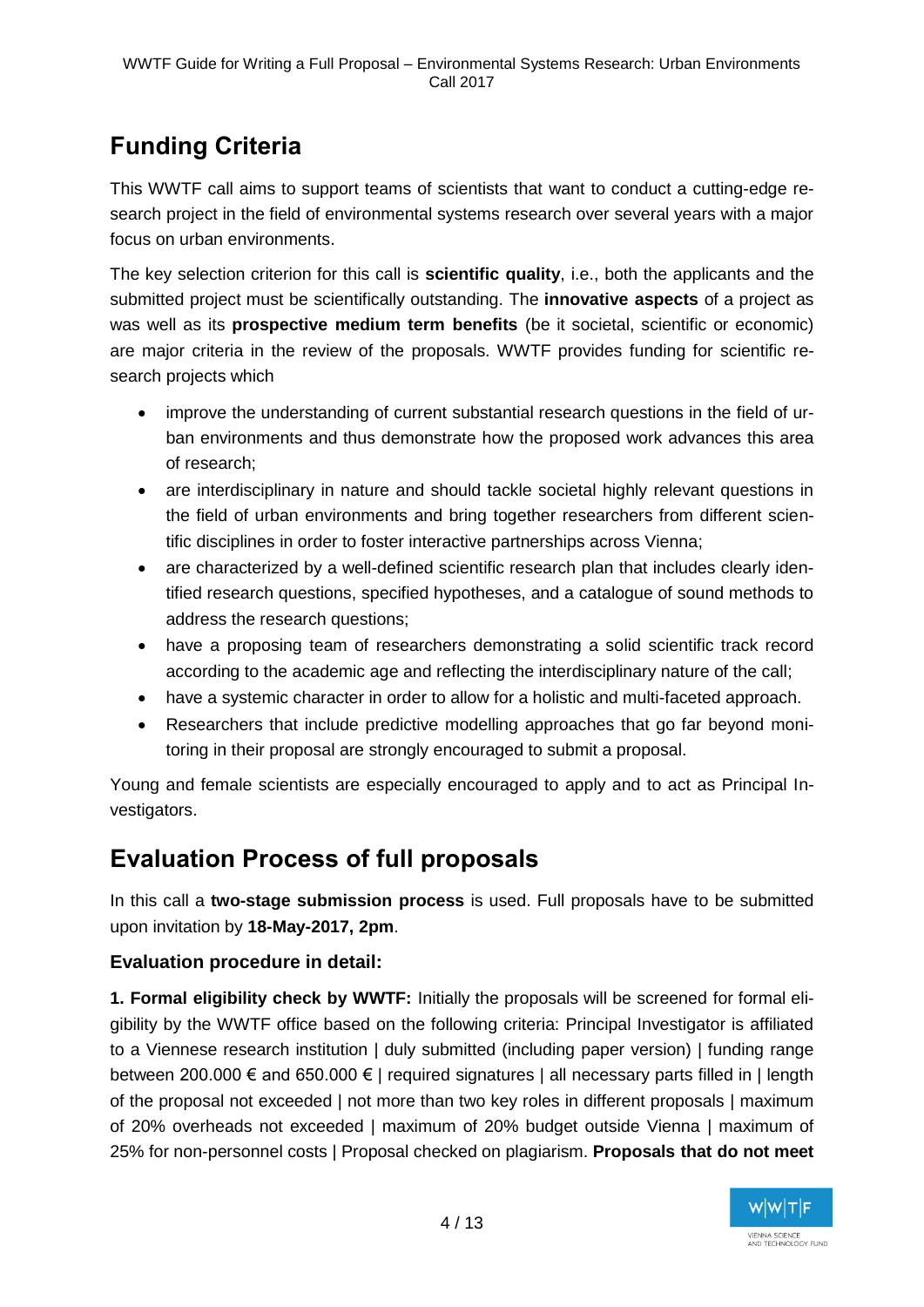# Funding Criteria

This WWTF call aims to support teams of scientists that want to conduct a cutting-edge research project in the field of environmental systems research over several years with a major focus on urban environments.

The key selection criterion for this call is **scientific quality**, i.e., both the applicants and the submitted project must be scientifically outstanding. The **innovative aspects** of a project as was well as its **prospective medium term benefits** (be it societal, scientific or economic) are major criteria in the review of the proposals. WWTF provides funding for scientific research projects which

- improve the understanding of current substantial research questions in the field of urban environments and thus demonstrate how the proposed work advances this area of research;
- are interdisciplinary in nature and should tackle societal highly relevant questions in the field of urban environments and bring together researchers from different scientific disciplines in order to foster interactive partnerships across Vienna;
- are characterized by a well-defined scientific research plan that includes clearly identified research questions, specified hypotheses, and a catalogue of sound methods to address the research questions;
- have a proposing team of researchers demonstrating a solid scientific track record according to the academic age and reflecting the interdisciplinary nature of the call;
- have a systemic character in order to allow for a holistic and multi-faceted approach.
- Researchers that include predictive modelling approaches that go far beyond monitoring in their proposal are strongly encouraged to submit a proposal.

Young and female scientists are especially encouraged to apply and to act as Principal Investigators.

# Evaluation Process of full proposals

In this call a **two-stage submission process** is used. Full proposals have to be submitted upon invitation by **18-May-2017, 2pm**.

### Evaluation procedure in detail:

**1. Formal eligibility check by WWTF:** Initially the proposals will be screened for formal eligibility by the WWTF office based on the following criteria: Principal Investigator is affiliated to a Viennese research institution | duly submitted (including paper version) | funding range between 200.000 € and 650.000 € | required signatures | all necessary parts filled in | length of the proposal not exceeded | not more than two key roles in different proposals | maximum of 20% overheads not exceeded | maximum of 20% budget outside Vienna | maximum of 25% for non-personnel costs | Proposal checked on plagiarism. **Proposals that do not meet**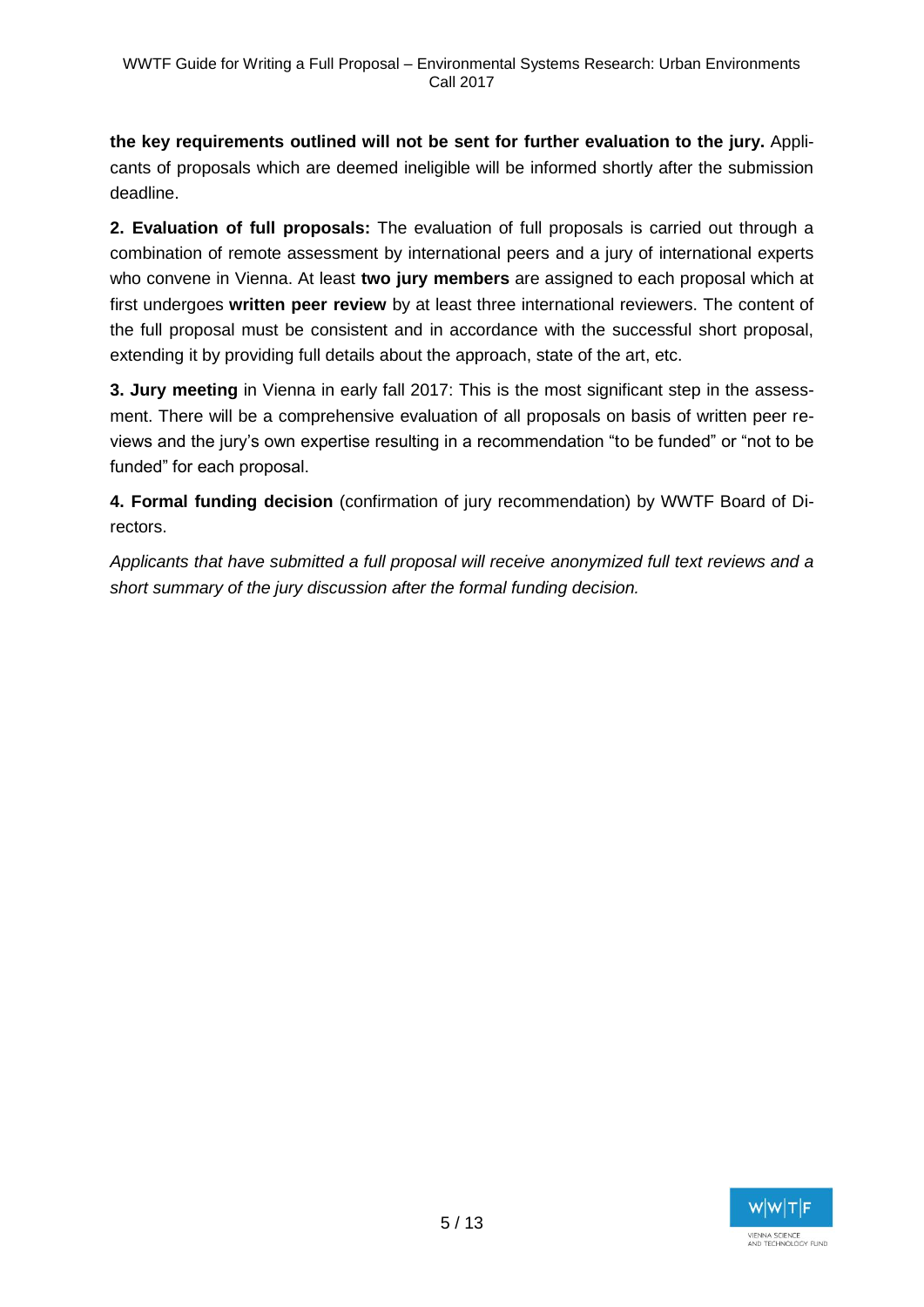**the key requirements outlined will not be sent for further evaluation to the jury.** Applicants of proposals which are deemed ineligible will be informed shortly after the submission deadline.

**2. Evaluation of full proposals:** The evaluation of full proposals is carried out through a combination of remote assessment by international peers and a jury of international experts who convene in Vienna. At least **two jury members** are assigned to each proposal which at first undergoes **written peer review** by at least three international reviewers. The content of the full proposal must be consistent and in accordance with the successful short proposal, extending it by providing full details about the approach, state of the art, etc.

**3. Jury meeting** in Vienna in early fall 2017: This is the most significant step in the assessment. There will be a comprehensive evaluation of all proposals on basis of written peer reviews and the jury's own expertise resulting in a recommendation "to be funded" or "not to be funded" for each proposal.

**4. Formal funding decision** (confirmation of jury recommendation) by WWTF Board of Directors.

*Applicants that have submitted a full proposal will receive anonymized full text reviews and a short summary of the jury discussion after the formal funding decision.*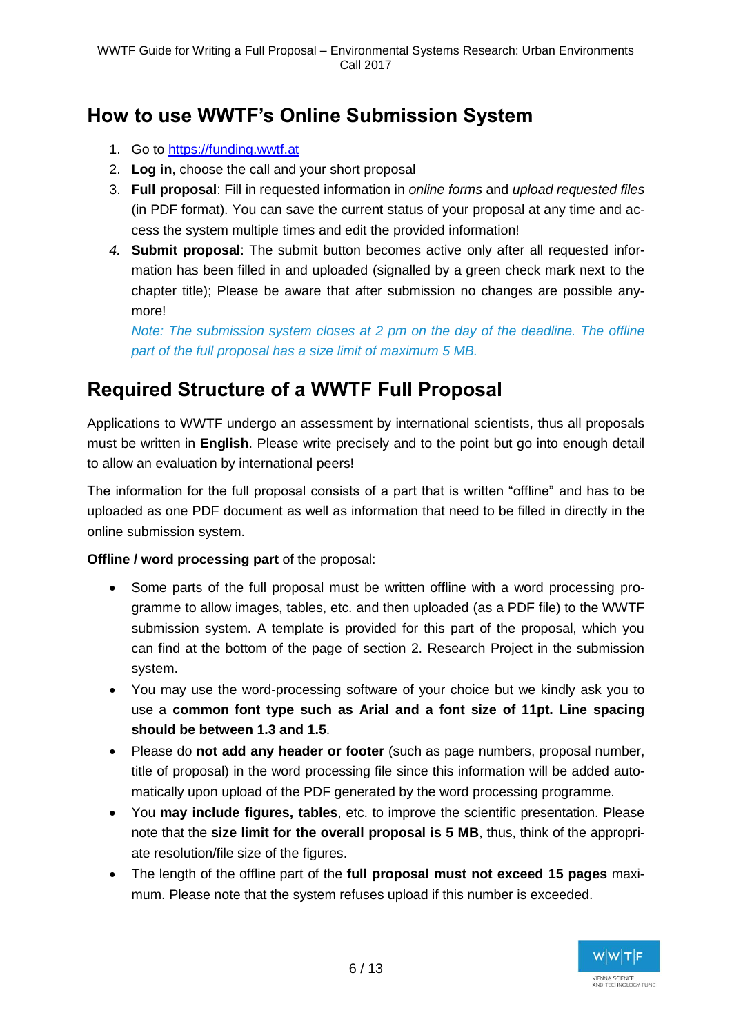## How to use WWTF's Online Submission System

1. Go to https://funding.wwtf.at
2. **Log in**, choose the call and your short proposal
3. **Full proposal**: Fill in requested information in *online forms* and *upload requested files* (in PDF format). You can save the current status of your proposal at any time and access the system multiple times and edit the provided information!
4. **Submit proposal**: The submit button becomes active only after all requested information has been filled in and uploaded (signalled by a green check mark next to the chapter title); Please be aware that after submission no changes are possible anymore!

   *Note: The submission system closes at 2 pm on the day of the deadline. The offline part of the full proposal has a size limit of maximum 5 MB.*

## Required Structure of a WWTF Full Proposal

Applications to WWTF undergo an assessment by international scientists, thus all proposals must be written in **English**. Please write precisely and to the point but go into enough detail to allow an evaluation by international peers!

The information for the full proposal consists of a part that is written "offline" and has to be uploaded as one PDF document as well as information that need to be filled in directly in the online submission system.

**Offline / word processing part** of the proposal:

- Some parts of the full proposal must be written offline with a word processing programme to allow images, tables, etc. and then uploaded (as a PDF file) to the WWTF submission system. A template is provided for this part of the proposal, which you can find at the bottom of the page of section 2. Research Project in the submission system.
- You may use the word-processing software of your choice but we kindly ask you to use a **common font type such as Arial and a font size of 11pt. Line spacing should be between 1.3 and 1.5**.
- Please do **not add any header or footer** (such as page numbers, proposal number, title of proposal) in the word processing file since this information will be added automatically upon upload of the PDF generated by the word processing programme.
- You **may include figures, tables**, etc. to improve the scientific presentation. Please note that the **size limit for the overall proposal is 5 MB**, thus, think of the appropriate resolution/file size of the figures.
- The length of the offline part of the **full proposal must not exceed 15 pages** maximum. Please note that the system refuses upload if this number is exceeded.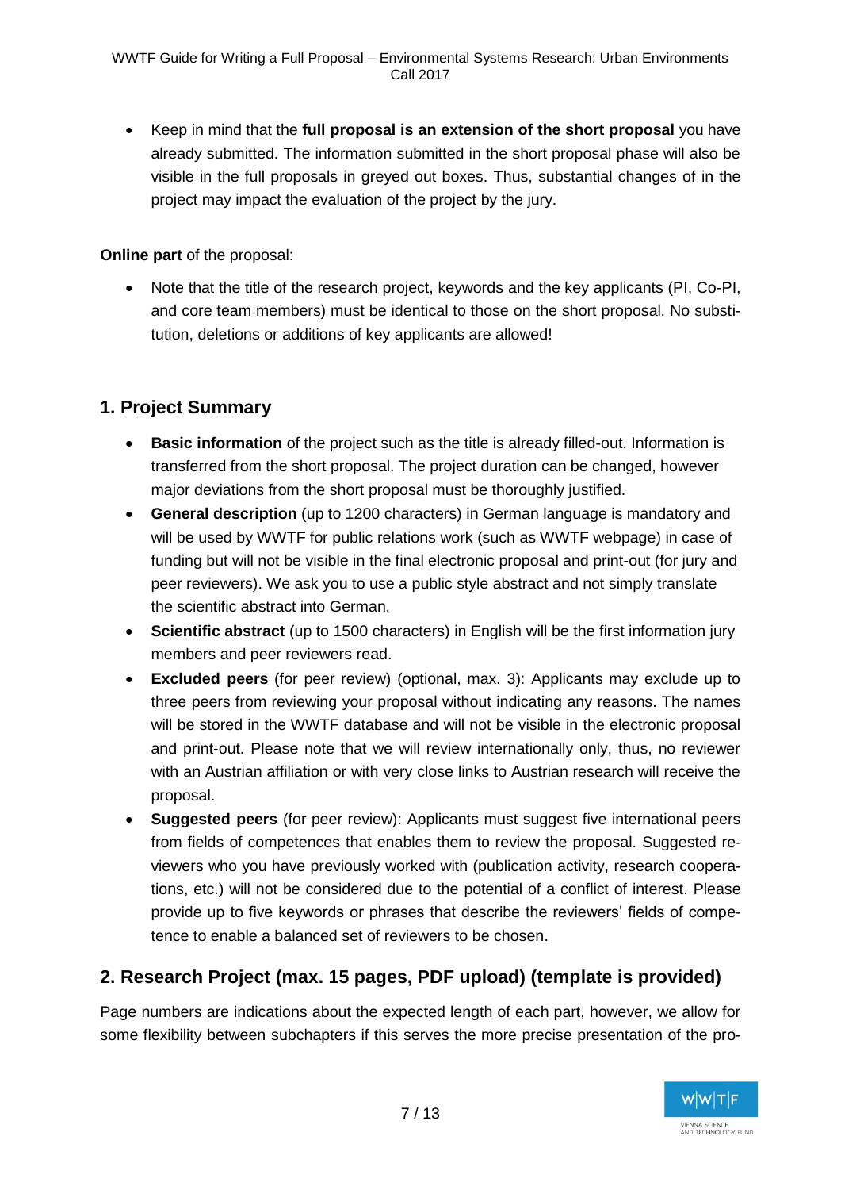- Keep in mind that the **full proposal is an extension of the short proposal** you have already submitted. The information submitted in the short proposal phase will also be visible in the full proposals in greyed out boxes. Thus, substantial changes of in the project may impact the evaluation of the project by the jury.

**Online part** of the proposal:

- Note that the title of the research project, keywords and the key applicants (PI, Co-PI, and core team members) must be identical to those on the short proposal. No substitution, deletions or additions of key applicants are allowed!

## 1. Project Summary

- **Basic information** of the project such as the title is already filled-out. Information is transferred from the short proposal. The project duration can be changed, however major deviations from the short proposal must be thoroughly justified.
- **General description** (up to 1200 characters) in German language is mandatory and will be used by WWTF for public relations work (such as WWTF webpage) in case of funding but will not be visible in the final electronic proposal and print-out (for jury and peer reviewers). We ask you to use a public style abstract and not simply translate the scientific abstract into German.
- **Scientific abstract** (up to 1500 characters) in English will be the first information jury members and peer reviewers read.
- **Excluded peers** (for peer review) (optional, max. 3): Applicants may exclude up to three peers from reviewing your proposal without indicating any reasons. The names will be stored in the WWTF database and will not be visible in the electronic proposal and print-out. Please note that we will review internationally only, thus, no reviewer with an Austrian affiliation or with very close links to Austrian research will receive the proposal.
- **Suggested peers** (for peer review): Applicants must suggest five international peers from fields of competences that enables them to review the proposal. Suggested reviewers who you have previously worked with (publication activity, research cooperations, etc.) will not be considered due to the potential of a conflict of interest. Please provide up to five keywords or phrases that describe the reviewers' fields of competence to enable a balanced set of reviewers to be chosen.

## 2. Research Project (max. 15 pages, PDF upload) (template is provided)

Page numbers are indications about the expected length of each part, however, we allow for some flexibility between subchapters if this serves the more precise presentation of the pro-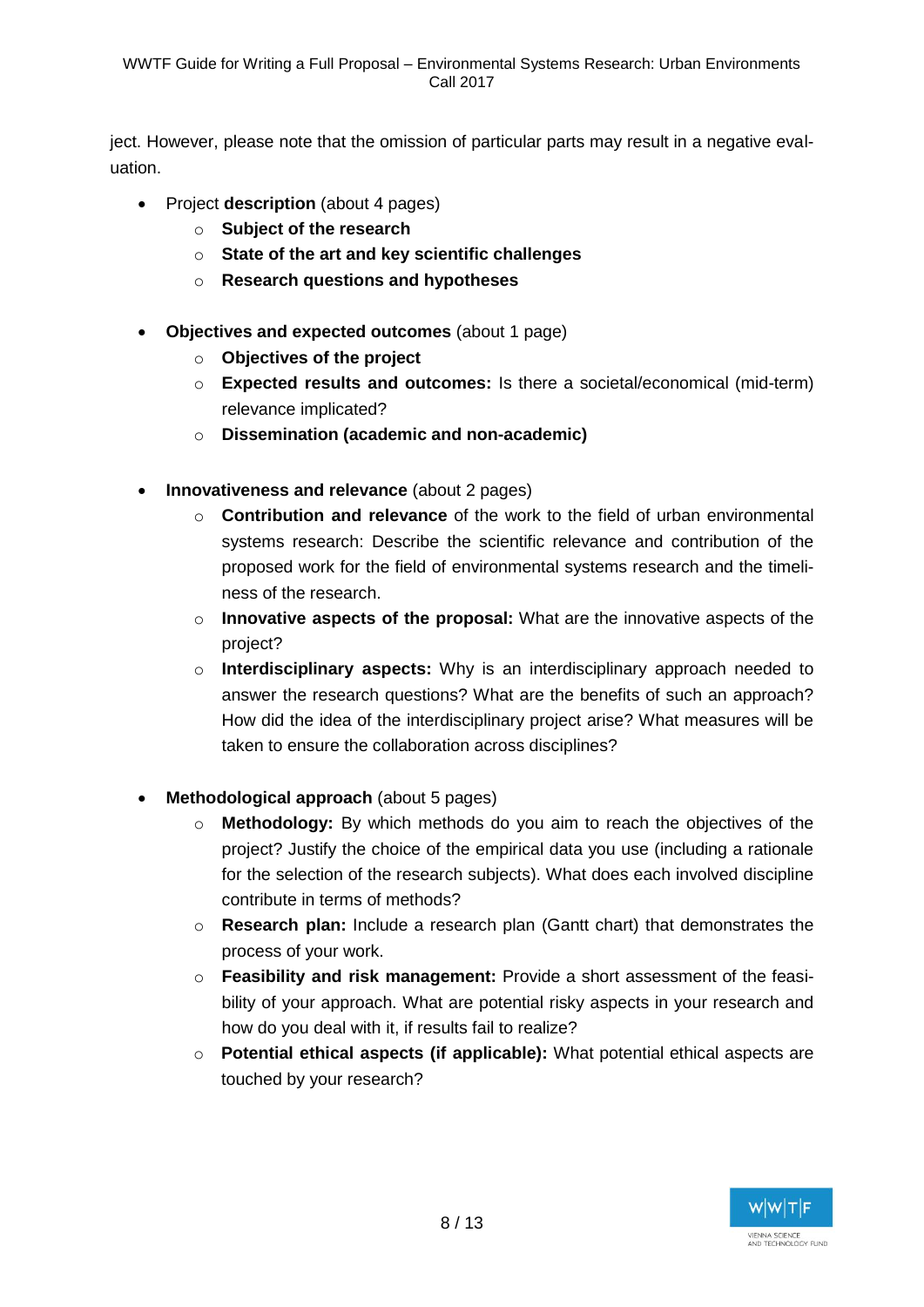ject. However, please note that the omission of particular parts may result in a negative evaluation.

- Project **description** (about 4 pages)
  - **Subject of the research**
  - **State of the art and key scientific challenges**
  - **Research questions and hypotheses**

- **Objectives and expected outcomes** (about 1 page)
  - **Objectives of the project**
  - **Expected results and outcomes:** Is there a societal/economical (mid-term) relevance implicated?
  - **Dissemination (academic and non-academic)**

- **Innovativeness and relevance** (about 2 pages)
  - **Contribution and relevance** of the work to the field of urban environmental systems research: Describe the scientific relevance and contribution of the proposed work for the field of environmental systems research and the timeliness of the research.
  - **Innovative aspects of the proposal:** What are the innovative aspects of the project?
  - **Interdisciplinary aspects:** Why is an interdisciplinary approach needed to answer the research questions? What are the benefits of such an approach? How did the idea of the interdisciplinary project arise? What measures will be taken to ensure the collaboration across disciplines?

- **Methodological approach** (about 5 pages)
  - **Methodology:** By which methods do you aim to reach the objectives of the project? Justify the choice of the empirical data you use (including a rationale for the selection of the research subjects). What does each involved discipline contribute in terms of methods?
  - **Research plan:** Include a research plan (Gantt chart) that demonstrates the process of your work.
  - **Feasibility and risk management:** Provide a short assessment of the feasibility of your approach. What are potential risky aspects in your research and how do you deal with it, if results fail to realize?
  - **Potential ethical aspects (if applicable):** What potential ethical aspects are touched by your research?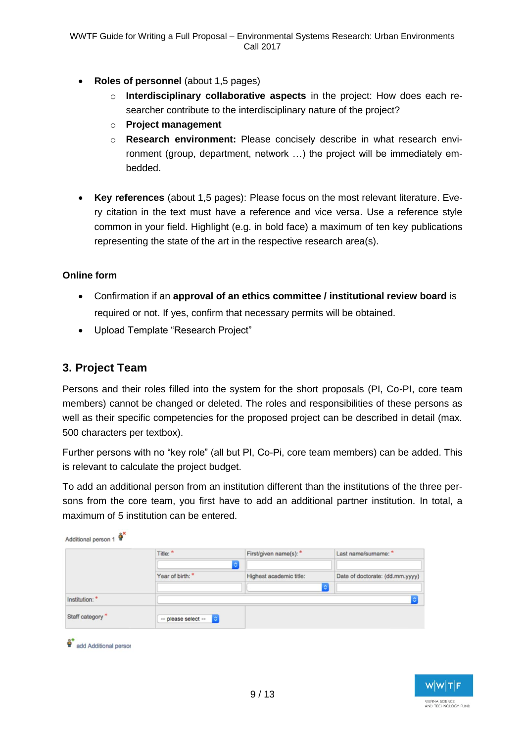- **Roles of personnel** (about 1,5 pages)
  - **Interdisciplinary collaborative aspects** in the project: How does each researcher contribute to the interdisciplinary nature of the project?
  - **Project management**
  - **Research environment:** Please concisely describe in what research environment (group, department, network …) the project will be immediately embedded.

- **Key references** (about 1,5 pages): Please focus on the most relevant literature. Every citation in the text must have a reference and vice versa. Use a reference style common in your field. Highlight (e.g. in bold face) a maximum of ten key publications representing the state of the art in the respective research area(s).

**Online form**

- Confirmation if an **approval of an ethics committee / institutional review board** is required or not. If yes, confirm that necessary permits will be obtained.
- Upload Template "Research Project"

## 3. Project Team

Persons and their roles filled into the system for the short proposals (PI, Co-PI, core team members) cannot be changed or deleted. The roles and responsibilities of these persons as well as their specific competencies for the proposed project can be described in detail (max. 500 characters per textbox).

Further persons with no "key role" (all but PI, Co-Pi, core team members) can be added. This is relevant to calculate the project budget.

To add an additional person from an institution different than the institutions of the three persons from the core team, you first have to add an additional partner institution. In total, a maximum of 5 institution can be entered.

Additional person 1

| | | | |
|---|---|---|---|
| | Title: * | First/given name(s): * | Last name/surname: * |
| | Year of birth: * | Highest academic title: | Date of doctorate: (dd.mm.yyyy) |
| Institution: * | | | |
| Staff category * | -- please select -- | | |

add Additional persor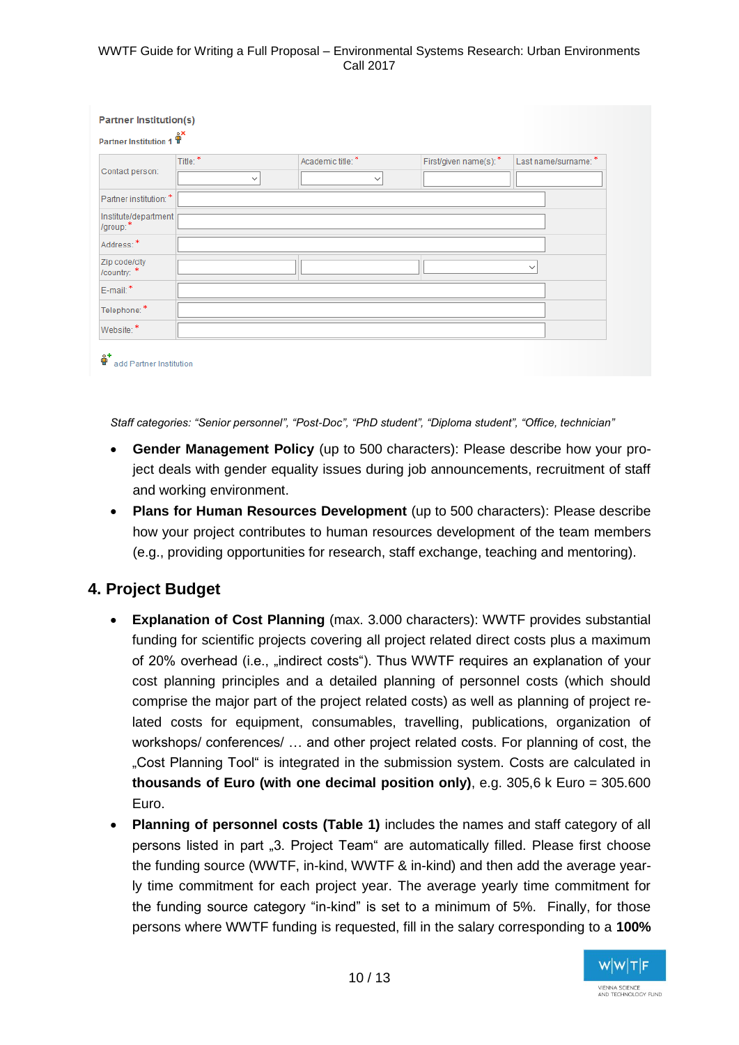Partner Institution(s)

Partner Institution 1

| | | | | |
|---|---|---|---|---|
| Contact person: | Title: * | Academic title: * | First/given name(s): * | Last name/surname: * |
| Partner institution: * | | | | |
| Institute/department /group: * | | | | |
| Address: * | | | | |
| Zip code/city /country: * | | | | |
| E-mail: * | | | | |
| Telephone: * | | | | |
| Website: * | | | | |

add Partner Institution

*Staff categories: "Senior personnel", "Post-Doc", "PhD student", "Diploma student", "Office, technician"*

- **Gender Management Policy** (up to 500 characters): Please describe how your project deals with gender equality issues during job announcements, recruitment of staff and working environment.
- **Plans for Human Resources Development** (up to 500 characters): Please describe how your project contributes to human resources development of the team members (e.g., providing opportunities for research, staff exchange, teaching and mentoring).

## 4. Project Budget

- **Explanation of Cost Planning** (max. 3.000 characters): WWTF provides substantial funding for scientific projects covering all project related direct costs plus a maximum of 20% overhead (i.e., „indirect costs"). Thus WWTF requires an explanation of your cost planning principles and a detailed planning of personnel costs (which should comprise the major part of the project related costs) as well as planning of project related costs for equipment, consumables, travelling, publications, organization of workshops/ conferences/ … and other project related costs. For planning of cost, the „Cost Planning Tool" is integrated in the submission system. Costs are calculated in **thousands of Euro (with one decimal position only)**, e.g. 305,6 k Euro = 305.600 Euro.
- **Planning of personnel costs (Table 1)** includes the names and staff category of all persons listed in part „3. Project Team" are automatically filled. Please first choose the funding source (WWTF, in-kind, WWTF & in-kind) and then add the average yearly time commitment for each project year. The average yearly time commitment for the funding source category "in-kind" is set to a minimum of 5%. Finally, for those persons where WWTF funding is requested, fill in the salary corresponding to a **100%**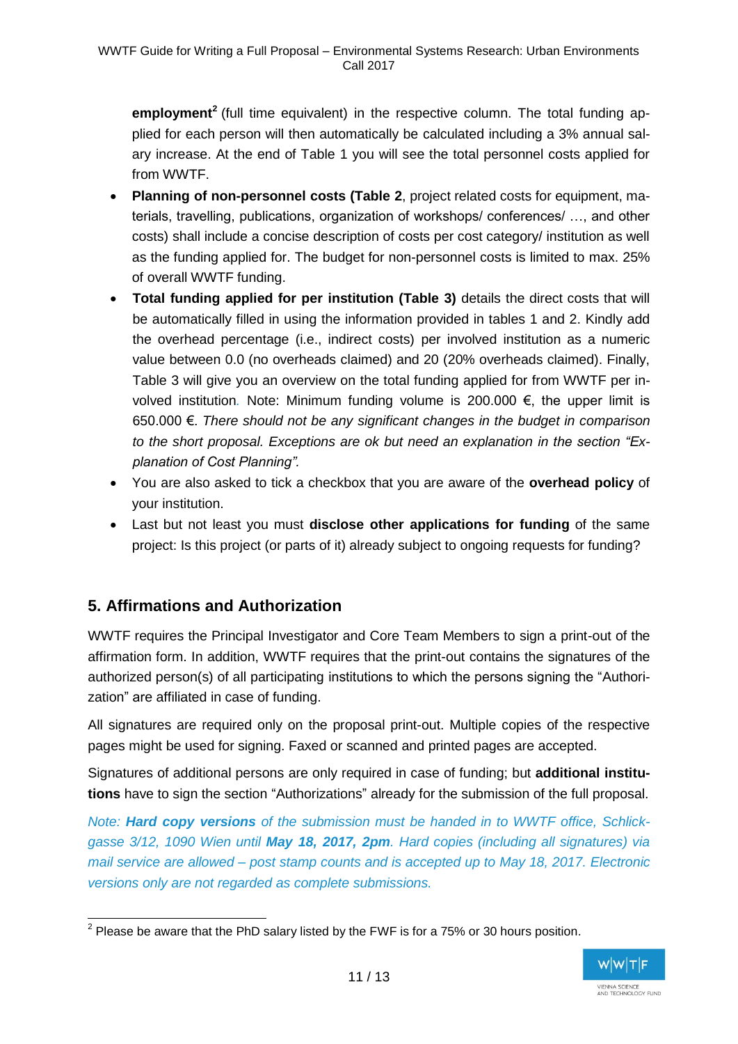**employment**[2] (full time equivalent) in the respective column. The total funding applied for each person will then automatically be calculated including a 3% annual salary increase. At the end of Table 1 you will see the total personnel costs applied for from WWTF.

- **Planning of non-personnel costs (Table 2**, project related costs for equipment, materials, travelling, publications, organization of workshops/ conferences/ …, and other costs) shall include a concise description of costs per cost category/ institution as well as the funding applied for. The budget for non-personnel costs is limited to max. 25% of overall WWTF funding.
- **Total funding applied for per institution (Table 3)** details the direct costs that will be automatically filled in using the information provided in tables 1 and 2. Kindly add the overhead percentage (i.e., indirect costs) per involved institution as a numeric value between 0.0 (no overheads claimed) and 20 (20% overheads claimed). Finally, Table 3 will give you an overview on the total funding applied for from WWTF per involved institution. Note: Minimum funding volume is 200.000 €, the upper limit is 650.000 €. *There should not be any significant changes in the budget in comparison to the short proposal. Exceptions are ok but need an explanation in the section "Explanation of Cost Planning".*
- You are also asked to tick a checkbox that you are aware of the **overhead policy** of your institution.
- Last but not least you must **disclose other applications for funding** of the same project: Is this project (or parts of it) already subject to ongoing requests for funding?

## 5. Affirmations and Authorization

WWTF requires the Principal Investigator and Core Team Members to sign a print-out of the affirmation form. In addition, WWTF requires that the print-out contains the signatures of the authorized person(s) of all participating institutions to which the persons signing the "Authorization" are affiliated in case of funding.

All signatures are required only on the proposal print-out. Multiple copies of the respective pages might be used for signing. Faxed or scanned and printed pages are accepted.

Signatures of additional persons are only required in case of funding; but **additional institutions** have to sign the section "Authorizations" already for the submission of the full proposal.

*Note: **Hard copy versions** of the submission must be handed in to WWTF office, Schlickgasse 3/12, 1090 Wien until **May 18, 2017, 2pm**. Hard copies (including all signatures) via mail service are allowed – post stamp counts and is accepted up to May 18, 2017. Electronic versions only are not regarded as complete submissions.*

[2] Please be aware that the PhD salary listed by the FWF is for a 75% or 30 hours position.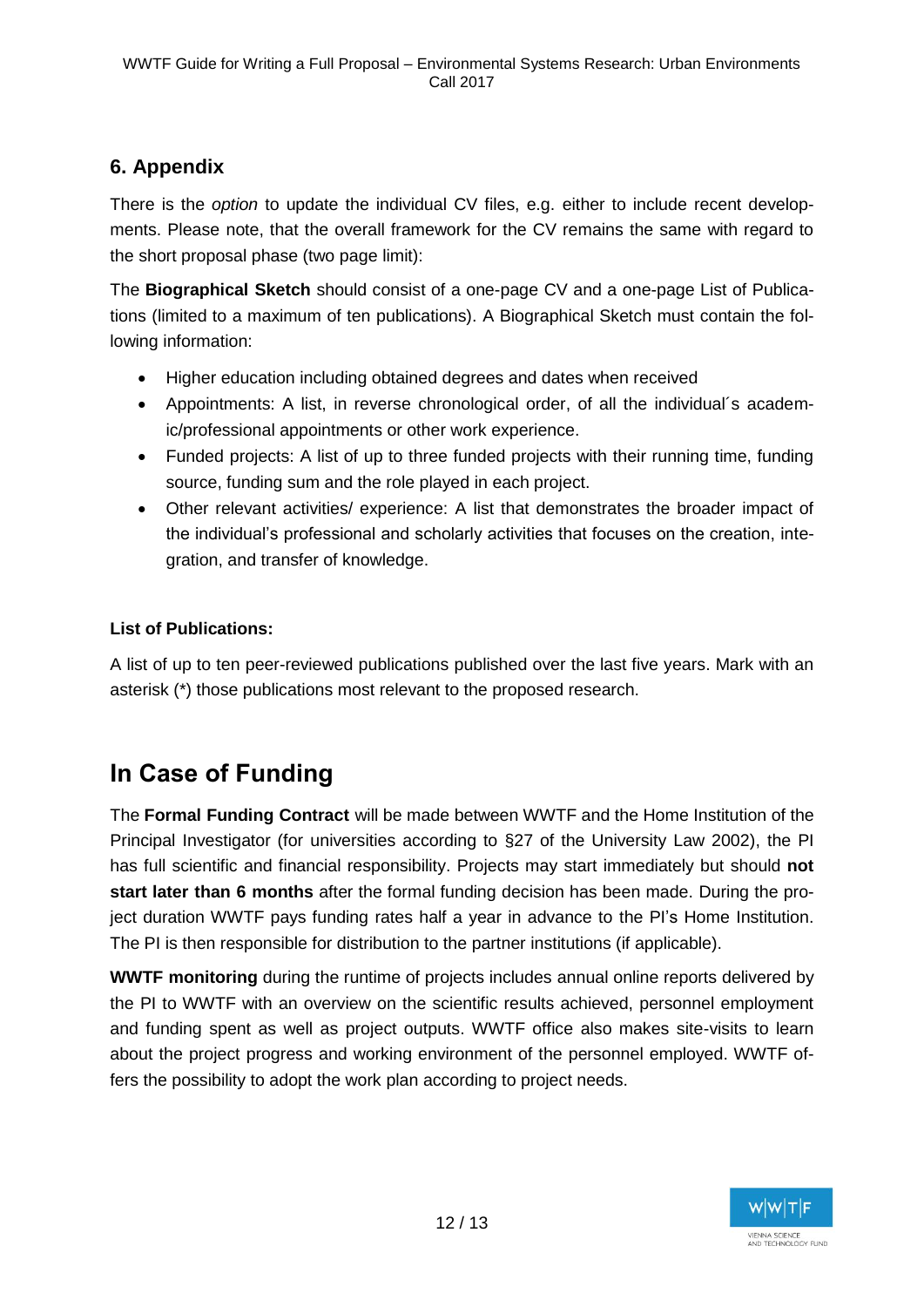## 6. Appendix

There is the *option* to update the individual CV files, e.g. either to include recent developments. Please note, that the overall framework for the CV remains the same with regard to the short proposal phase (two page limit):

The **Biographical Sketch** should consist of a one-page CV and a one-page List of Publications (limited to a maximum of ten publications). A Biographical Sketch must contain the following information:

- Higher education including obtained degrees and dates when received
- Appointments: A list, in reverse chronological order, of all the individual´s academic/professional appointments or other work experience.
- Funded projects: A list of up to three funded projects with their running time, funding source, funding sum and the role played in each project.
- Other relevant activities/ experience: A list that demonstrates the broader impact of the individual's professional and scholarly activities that focuses on the creation, integration, and transfer of knowledge.

**List of Publications:**

A list of up to ten peer-reviewed publications published over the last five years. Mark with an asterisk (*) those publications most relevant to the proposed research.

# In Case of Funding

The **Formal Funding Contract** will be made between WWTF and the Home Institution of the Principal Investigator (for universities according to §27 of the University Law 2002), the PI has full scientific and financial responsibility. Projects may start immediately but should **not start later than 6 months** after the formal funding decision has been made. During the project duration WWTF pays funding rates half a year in advance to the PI's Home Institution. The PI is then responsible for distribution to the partner institutions (if applicable).

**WWTF monitoring** during the runtime of projects includes annual online reports delivered by the PI to WWTF with an overview on the scientific results achieved, personnel employment and funding spent as well as project outputs. WWTF office also makes site-visits to learn about the project progress and working environment of the personnel employed. WWTF offers the possibility to adopt the work plan according to project needs.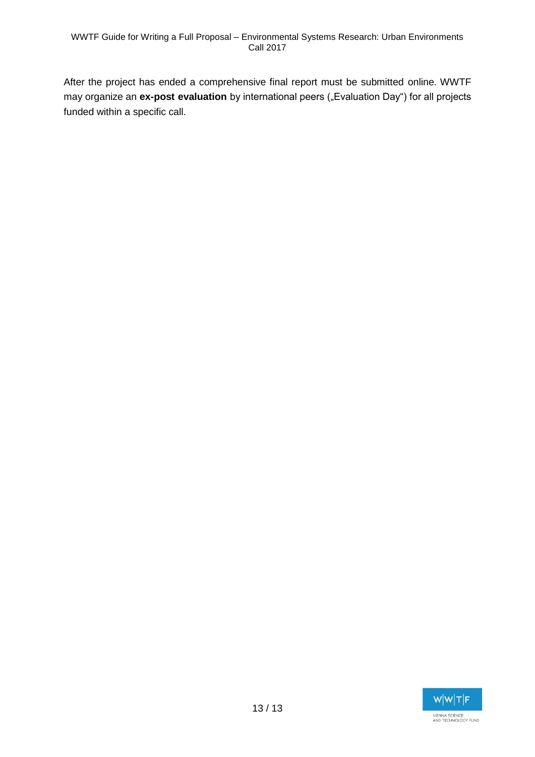After the project has ended a comprehensive final report must be submitted online. WWTF may organize an **ex-post evaluation** by international peers („Evaluation Day") for all projects funded within a specific call.